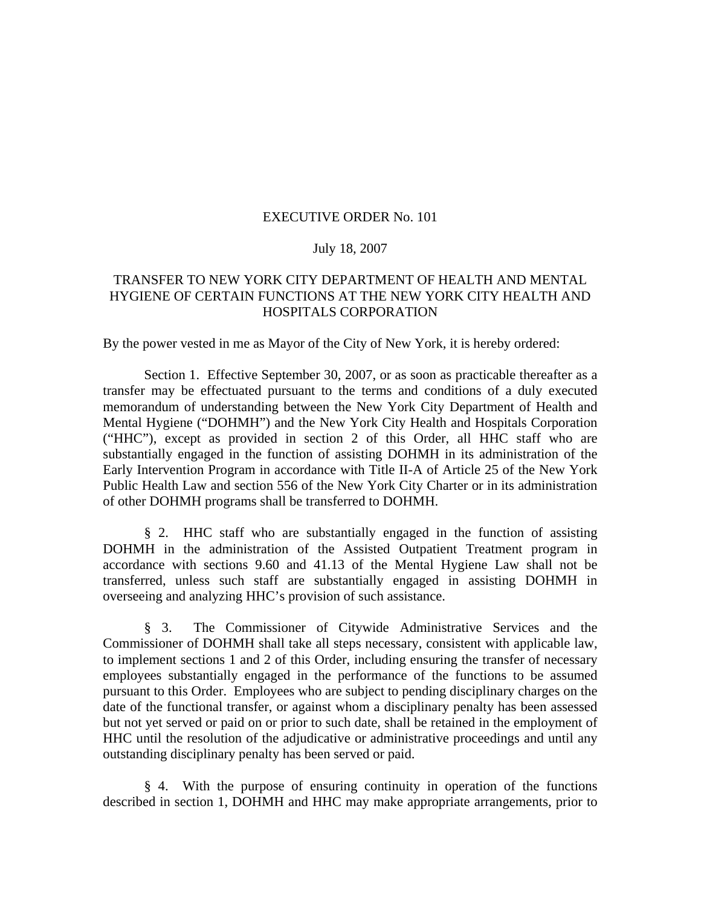# EXECUTIVE ORDER No. 101

July 18, 2007

## TRANSFER TO NEW YORK CITY DEPARTMENT OF HEALTH AND MENTAL HYGIENE OF CERTAIN FUNCTIONS AT THE NEW YORK CITY HEALTH AND HOSPITALS CORPORATION

By the power vested in me as Mayor of the City of New York, it is hereby ordered:

Section 1. Effective September 30, 2007, or as soon as practicable thereafter as a transfer may be effectuated pursuant to the terms and conditions of a duly executed memorandum of understanding between the New York City Department of Health and Mental Hygiene ("DOHMH") and the New York City Health and Hospitals Corporation ("HHC"), except as provided in section 2 of this Order, all HHC staff who are substantially engaged in the function of assisting DOHMH in its administration of the Early Intervention Program in accordance with Title II-A of Article 25 of the New York Public Health Law and section 556 of the New York City Charter or in its administration of other DOHMH programs shall be transferred to DOHMH.

§ 2. HHC staff who are substantially engaged in the function of assisting DOHMH in the administration of the Assisted Outpatient Treatment program in accordance with sections 9.60 and 41.13 of the Mental Hygiene Law shall not be transferred, unless such staff are substantially engaged in assisting DOHMH in overseeing and analyzing HHC's provision of such assistance.

§ 3. The Commissioner of Citywide Administrative Services and the Commissioner of DOHMH shall take all steps necessary, consistent with applicable law, to implement sections 1 and 2 of this Order, including ensuring the transfer of necessary employees substantially engaged in the performance of the functions to be assumed pursuant to this Order. Employees who are subject to pending disciplinary charges on the date of the functional transfer, or against whom a disciplinary penalty has been assessed but not yet served or paid on or prior to such date, shall be retained in the employment of HHC until the resolution of the adjudicative or administrative proceedings and until any outstanding disciplinary penalty has been served or paid.

§ 4. With the purpose of ensuring continuity in operation of the functions described in section 1, DOHMH and HHC may make appropriate arrangements, prior to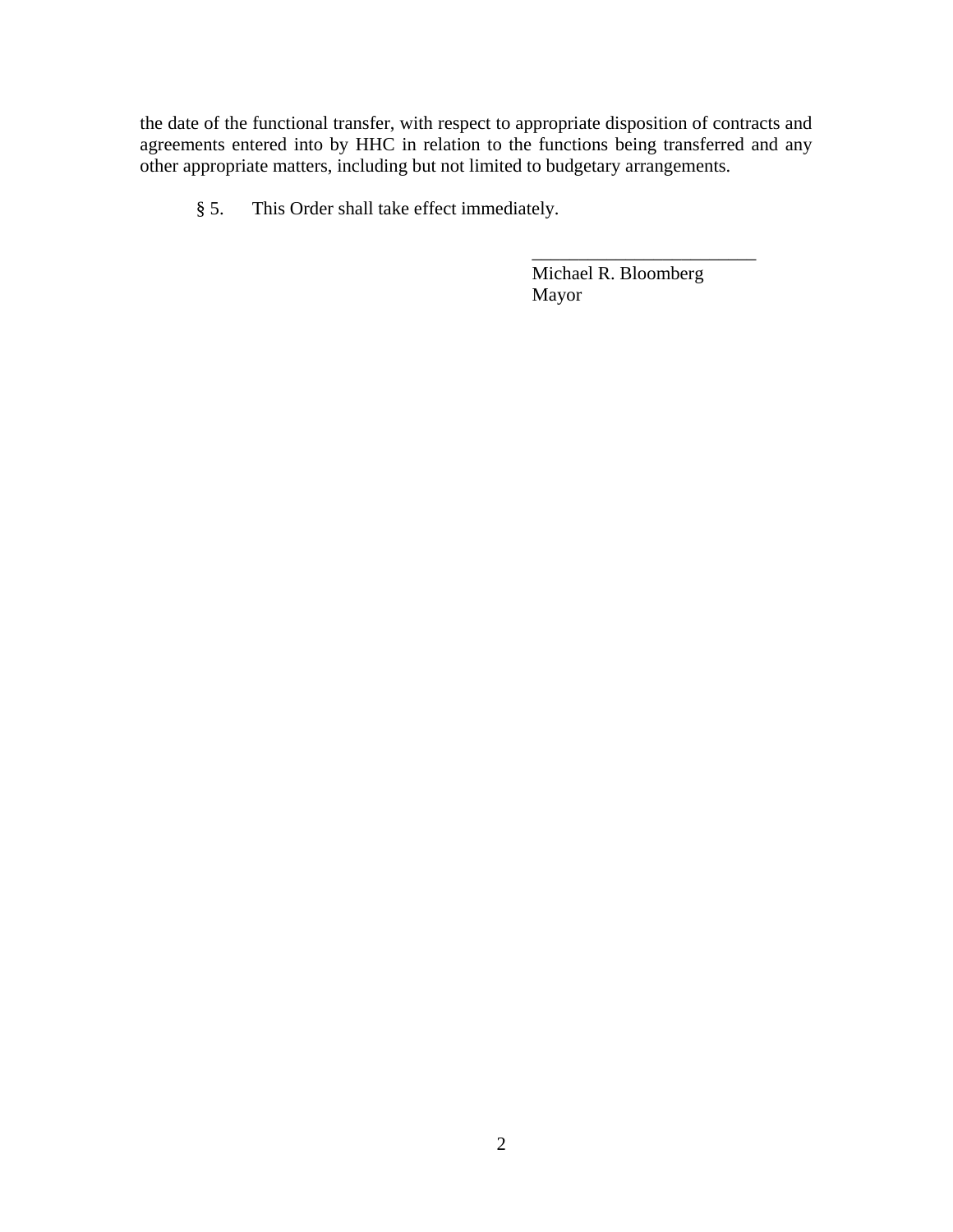the date of the functional transfer, with respect to appropriate disposition of contracts and agreements entered into by HHC in relation to the functions being transferred and any other appropriate matters, including but not limited to budgetary arrangements.

§ 5. This Order shall take effect immediately.

\_\_\_\_\_\_\_\_\_\_\_\_\_\_\_\_\_\_\_\_\_\_\_\_\_

Michael R. Bloomberg
Mayor